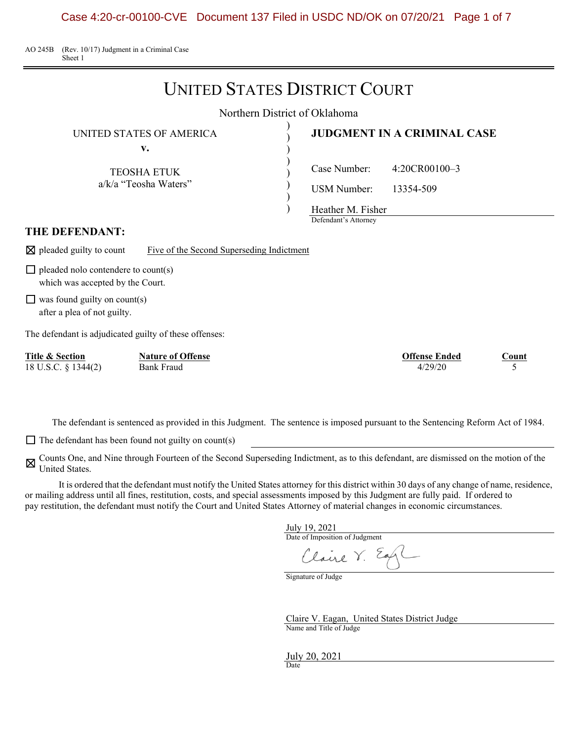AO 245B (Rev. 10/17) Judgment in a Criminal Case
Sheet 1

# UNITED STATES DISTRICT COURT

Northern District of Oklahoma

UNITED STATES OF AMERICA
v.

TEOSHA ETUK
a/k/a "Teosha Waters"

## JUDGMENT IN A CRIMINAL CASE

Case Number: 4:20CR00100–3

USM Number: 13354-509

Heather M. Fisher
Defendant's Attorney

## THE DEFENDANT:

☒ pleaded guilty to count Five of the Second Superseding Indictment

☐ pleaded nolo contendere to count(s) which was accepted by the Court.

☐ was found guilty on count(s) after a plea of not guilty.

The defendant is adjudicated guilty of these offenses:

| Title & Section | Nature of Offense | Offense Ended | Count |
|---|---|---|---|
| 18 U.S.C. § 1344(2) | Bank Fraud | 4/29/20 | 5 |

The defendant is sentenced as provided in this Judgment. The sentence is imposed pursuant to the Sentencing Reform Act of 1984.

☐ The defendant has been found not guilty on count(s)

☒ Counts One, and Nine through Fourteen of the Second Superseding Indictment, as to this defendant, are dismissed on the motion of the United States.

It is ordered that the defendant must notify the United States attorney for this district within 30 days of any change of name, residence, or mailing address until all fines, restitution, costs, and special assessments imposed by this Judgment are fully paid. If ordered to pay restitution, the defendant must notify the Court and United States Attorney of material changes in economic circumstances.

July 19, 2021
Date of Imposition of Judgment

Claire V. Eagan
Signature of Judge

Claire V. Eagan, United States District Judge
Name and Title of Judge

July 20, 2021
Date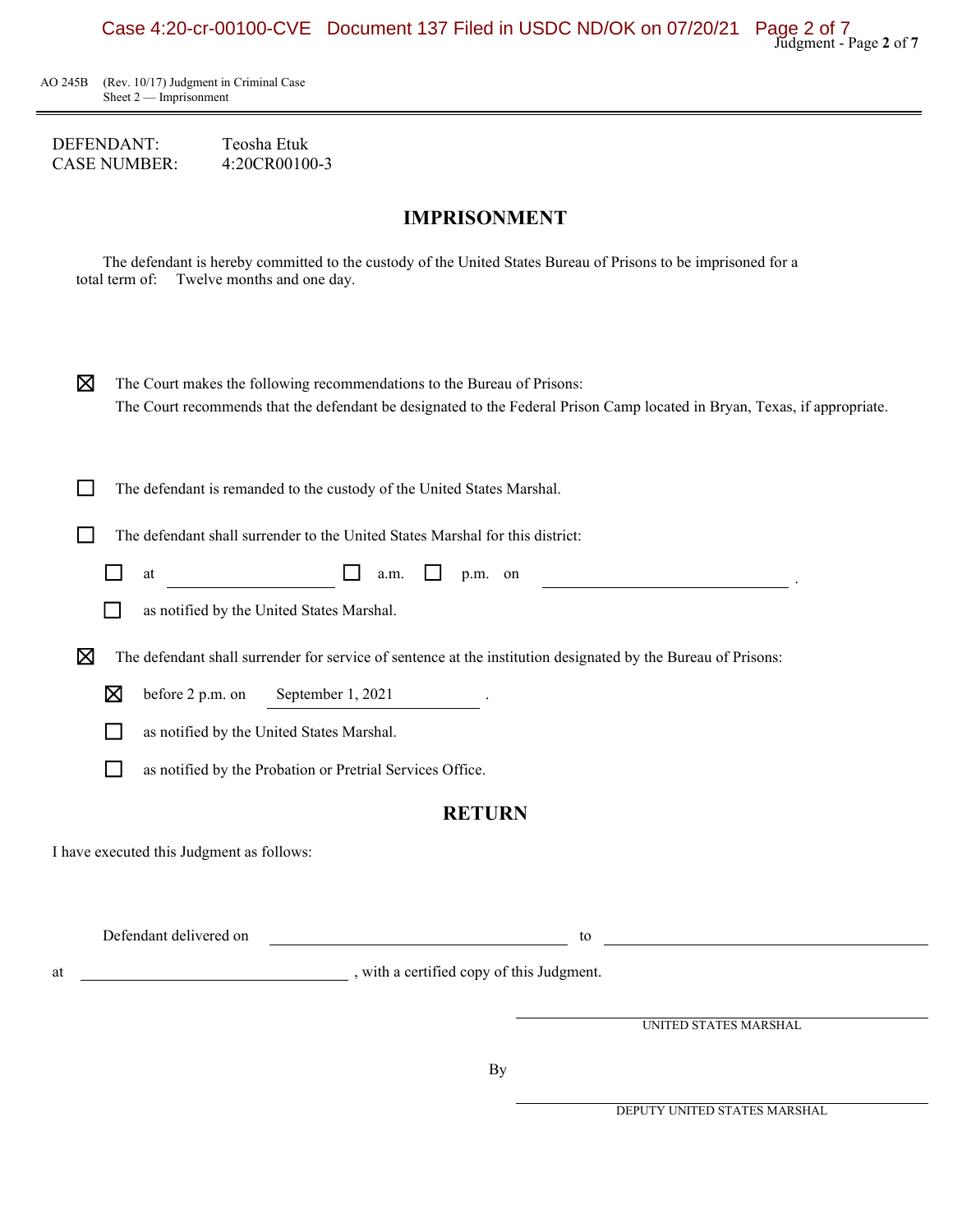AO 245B (Rev. 10/17) Judgment in Criminal Case
Sheet 2 — Imprisonment

DEFENDANT: Teosha Etuk
CASE NUMBER: 4:20CR00100-3

## IMPRISONMENT

The defendant is hereby committed to the custody of the United States Bureau of Prisons to be imprisoned for a total term of: Twelve months and one day.

☒ The Court makes the following recommendations to the Bureau of Prisons:
The Court recommends that the defendant be designated to the Federal Prison Camp located in Bryan, Texas, if appropriate.

☐ The defendant is remanded to the custody of the United States Marshal.

☐ The defendant shall surrender to the United States Marshal for this district:

- ☐ at \_\_\_\_\_\_\_\_\_\_ ☐ a.m. ☐ p.m. on \_\_\_\_\_\_\_\_\_\_ .
- ☐ as notified by the United States Marshal.

☒ The defendant shall surrender for service of sentence at the institution designated by the Bureau of Prisons:

- ☒ before 2 p.m. on September 1, 2021 .
- ☐ as notified by the United States Marshal.
- ☐ as notified by the Probation or Pretrial Services Office.

## RETURN

I have executed this Judgment as follows:

Defendant delivered on \_\_\_\_\_\_\_\_\_\_ to \_\_\_\_\_\_\_\_\_\_

at \_\_\_\_\_\_\_\_\_\_ , with a certified copy of this Judgment.

\_\_\_\_\_\_\_\_\_\_
UNITED STATES MARSHAL

By \_\_\_\_\_\_\_\_\_\_
DEPUTY UNITED STATES MARSHAL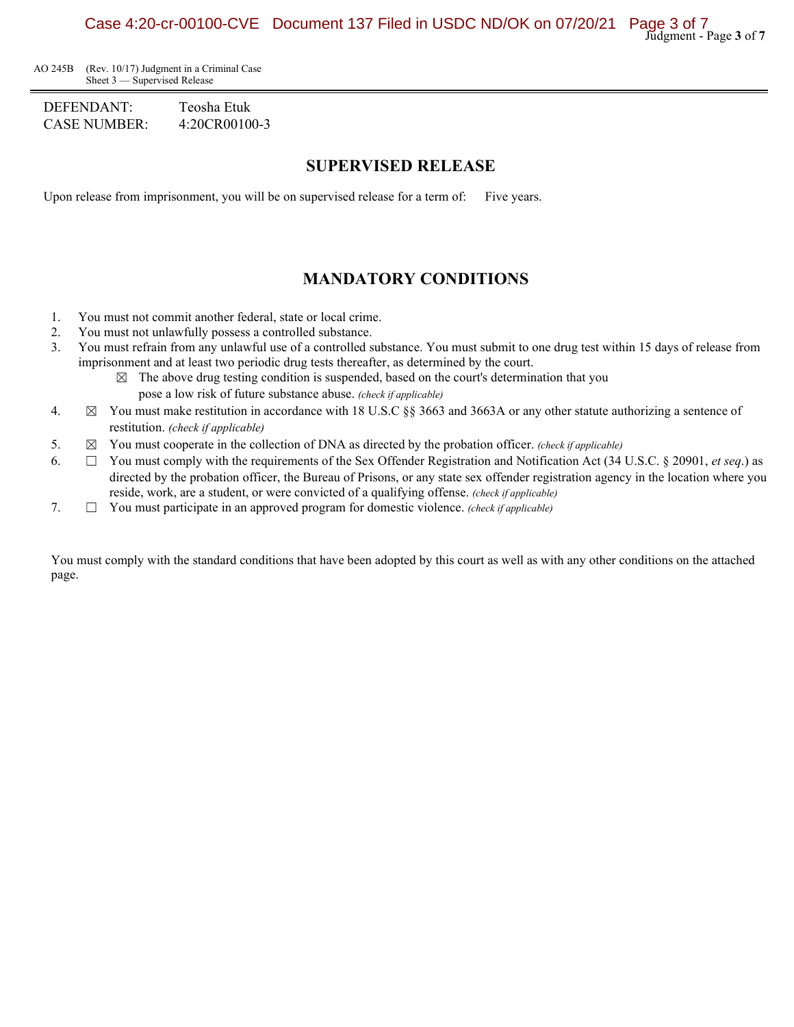AO 245B (Rev. 10/17) Judgment in a Criminal Case
Sheet 3 — Supervised Release

DEFENDANT: Teosha Etuk
CASE NUMBER: 4:20CR00100-3

## SUPERVISED RELEASE

Upon release from imprisonment, you will be on supervised release for a term of: Five years.

## MANDATORY CONDITIONS

1. You must not commit another federal, state or local crime.
2. You must not unlawfully possess a controlled substance.
3. You must refrain from any unlawful use of a controlled substance. You must submit to one drug test within 15 days of release from imprisonment and at least two periodic drug tests thereafter, as determined by the court.
   - ☒ The above drug testing condition is suspended, based on the court's determination that you pose a low risk of future substance abuse. *(check if applicable)*
4. ☒ You must make restitution in accordance with 18 U.S.C §§ 3663 and 3663A or any other statute authorizing a sentence of restitution. *(check if applicable)*
5. ☒ You must cooperate in the collection of DNA as directed by the probation officer. *(check if applicable)*
6. ☐ You must comply with the requirements of the Sex Offender Registration and Notification Act (34 U.S.C. § 20901, *et seq*.) as directed by the probation officer, the Bureau of Prisons, or any state sex offender registration agency in the location where you reside, work, are a student, or were convicted of a qualifying offense. *(check if applicable)*
7. ☐ You must participate in an approved program for domestic violence. *(check if applicable)*

You must comply with the standard conditions that have been adopted by this court as well as with any other conditions on the attached page.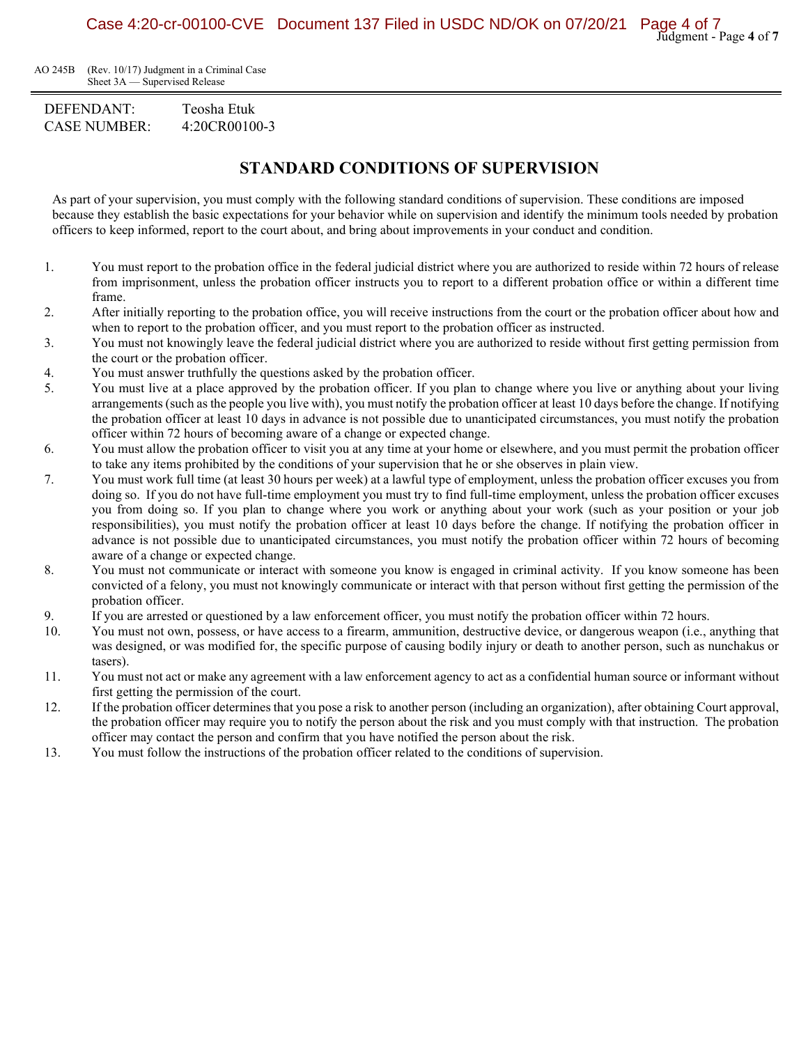AO 245B (Rev. 10/17) Judgment in a Criminal Case
Sheet 3A — Supervised Release

DEFENDANT: Teosha Etuk
CASE NUMBER: 4:20CR00100-3

## STANDARD CONDITIONS OF SUPERVISION

As part of your supervision, you must comply with the following standard conditions of supervision. These conditions are imposed because they establish the basic expectations for your behavior while on supervision and identify the minimum tools needed by probation officers to keep informed, report to the court about, and bring about improvements in your conduct and condition.

1. You must report to the probation office in the federal judicial district where you are authorized to reside within 72 hours of release from imprisonment, unless the probation officer instructs you to report to a different probation office or within a different time frame.
2. After initially reporting to the probation office, you will receive instructions from the court or the probation officer about how and when to report to the probation officer, and you must report to the probation officer as instructed.
3. You must not knowingly leave the federal judicial district where you are authorized to reside without first getting permission from the court or the probation officer.
4. You must answer truthfully the questions asked by the probation officer.
5. You must live at a place approved by the probation officer. If you plan to change where you live or anything about your living arrangements (such as the people you live with), you must notify the probation officer at least 10 days before the change. If notifying the probation officer at least 10 days in advance is not possible due to unanticipated circumstances, you must notify the probation officer within 72 hours of becoming aware of a change or expected change.
6. You must allow the probation officer to visit you at any time at your home or elsewhere, and you must permit the probation officer to take any items prohibited by the conditions of your supervision that he or she observes in plain view.
7. You must work full time (at least 30 hours per week) at a lawful type of employment, unless the probation officer excuses you from doing so. If you do not have full-time employment you must try to find full-time employment, unless the probation officer excuses you from doing so. If you plan to change where you work or anything about your work (such as your position or your job responsibilities), you must notify the probation officer at least 10 days before the change. If notifying the probation officer in advance is not possible due to unanticipated circumstances, you must notify the probation officer within 72 hours of becoming aware of a change or expected change.
8. You must not communicate or interact with someone you know is engaged in criminal activity. If you know someone has been convicted of a felony, you must not knowingly communicate or interact with that person without first getting the permission of the probation officer.
9. If you are arrested or questioned by a law enforcement officer, you must notify the probation officer within 72 hours.
10. You must not own, possess, or have access to a firearm, ammunition, destructive device, or dangerous weapon (i.e., anything that was designed, or was modified for, the specific purpose of causing bodily injury or death to another person, such as nunchakus or tasers).
11. You must not act or make any agreement with a law enforcement agency to act as a confidential human source or informant without first getting the permission of the court.
12. If the probation officer determines that you pose a risk to another person (including an organization), after obtaining Court approval, the probation officer may require you to notify the person about the risk and you must comply with that instruction. The probation officer may contact the person and confirm that you have notified the person about the risk.
13. You must follow the instructions of the probation officer related to the conditions of supervision.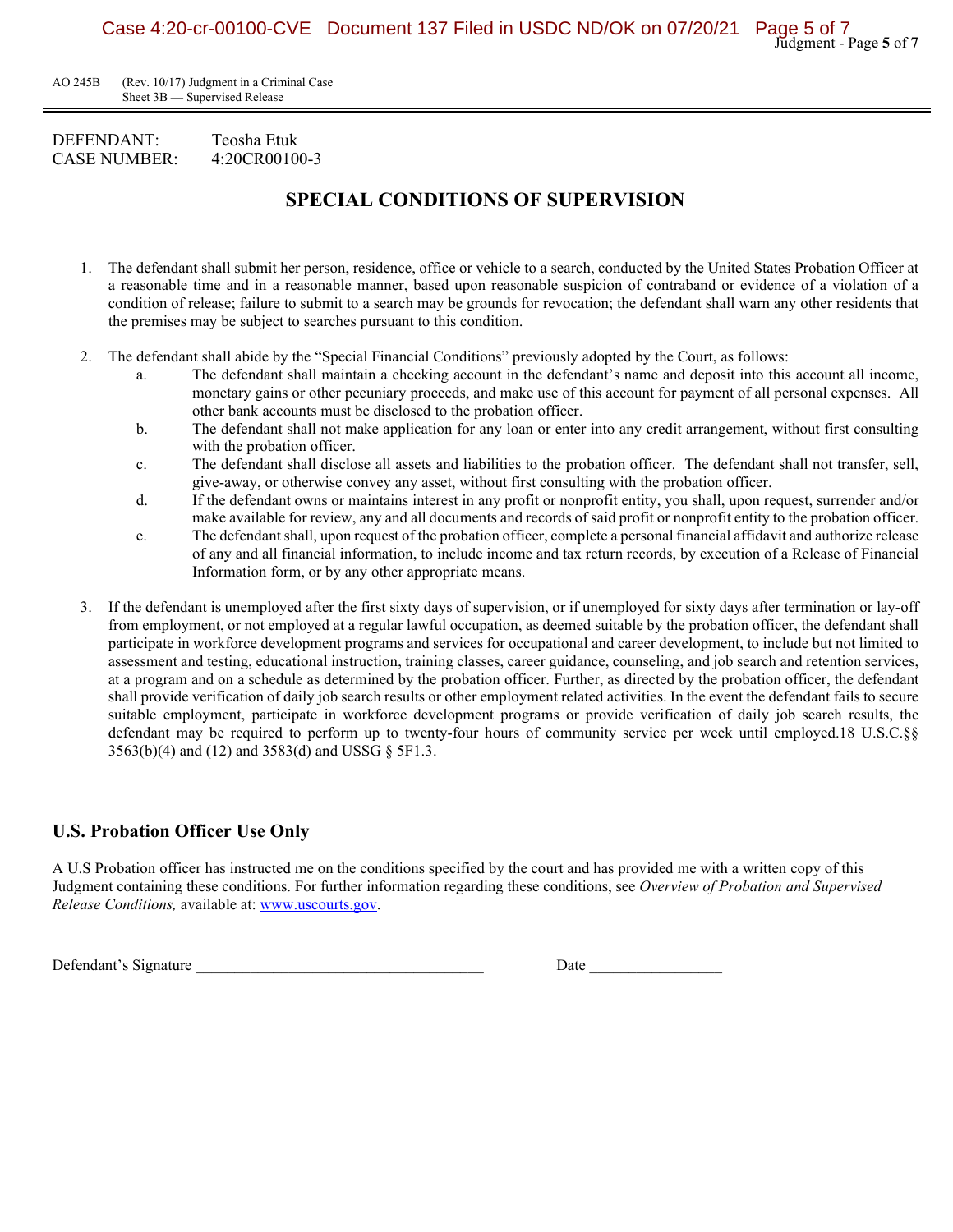AO 245B (Rev. 10/17) Judgment in a Criminal Case
Sheet 3B — Supervised Release

DEFENDANT: Teosha Etuk
CASE NUMBER: 4:20CR00100-3

## SPECIAL CONDITIONS OF SUPERVISION

1. The defendant shall submit her person, residence, office or vehicle to a search, conducted by the United States Probation Officer at a reasonable time and in a reasonable manner, based upon reasonable suspicion of contraband or evidence of a violation of a condition of release; failure to submit to a search may be grounds for revocation; the defendant shall warn any other residents that the premises may be subject to searches pursuant to this condition.

2. The defendant shall abide by the "Special Financial Conditions" previously adopted by the Court, as follows:
   a. The defendant shall maintain a checking account in the defendant's name and deposit into this account all income, monetary gains or other pecuniary proceeds, and make use of this account for payment of all personal expenses. All other bank accounts must be disclosed to the probation officer.
   b. The defendant shall not make application for any loan or enter into any credit arrangement, without first consulting with the probation officer.
   c. The defendant shall disclose all assets and liabilities to the probation officer. The defendant shall not transfer, sell, give-away, or otherwise convey any asset, without first consulting with the probation officer.
   d. If the defendant owns or maintains interest in any profit or nonprofit entity, you shall, upon request, surrender and/or make available for review, any and all documents and records of said profit or nonprofit entity to the probation officer.
   e. The defendant shall, upon request of the probation officer, complete a personal financial affidavit and authorize release of any and all financial information, to include income and tax return records, by execution of a Release of Financial Information form, or by any other appropriate means.

3. If the defendant is unemployed after the first sixty days of supervision, or if unemployed for sixty days after termination or lay-off from employment, or not employed at a regular lawful occupation, as deemed suitable by the probation officer, the defendant shall participate in workforce development programs and services for occupational and career development, to include but not limited to assessment and testing, educational instruction, training classes, career guidance, counseling, and job search and retention services, at a program and on a schedule as determined by the probation officer. Further, as directed by the probation officer, the defendant shall provide verification of daily job search results or other employment related activities. In the event the defendant fails to secure suitable employment, participate in workforce development programs or provide verification of daily job search results, the defendant may be required to perform up to twenty-four hours of community service per week until employed.18 U.S.C.§§ 3563(b)(4) and (12) and 3583(d) and USSG § 5F1.3.

## U.S. Probation Officer Use Only

A U.S Probation officer has instructed me on the conditions specified by the court and has provided me with a written copy of this Judgment containing these conditions. For further information regarding these conditions, see *Overview of Probation and Supervised Release Conditions,* available at: www.uscourts.gov.

Defendant's Signature ____________________________________ Date _________________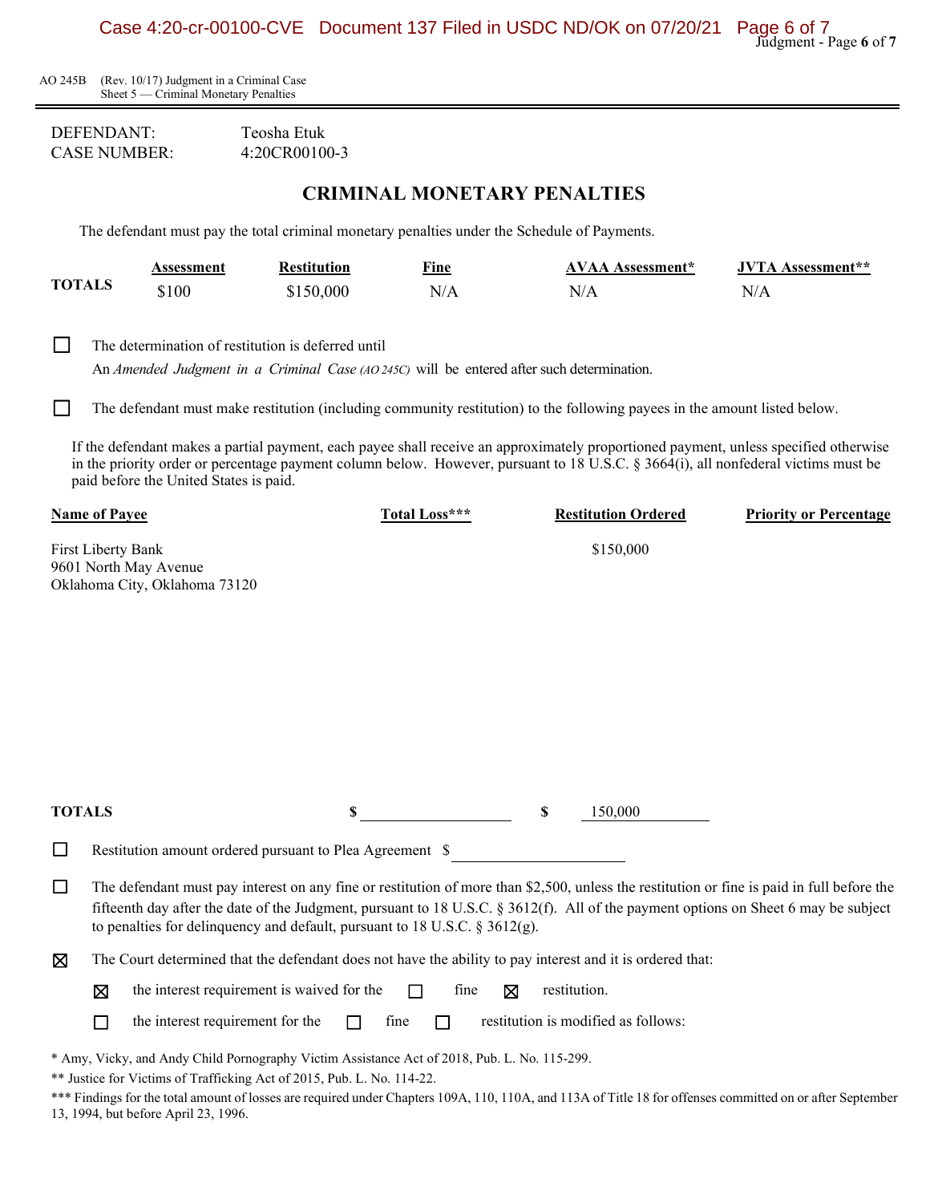AO 245B (Rev. 10/17) Judgment in a Criminal Case
Sheet 5 — Criminal Monetary Penalties

DEFENDANT: Teosha Etuk
CASE NUMBER: 4:20CR00100-3

## CRIMINAL MONETARY PENALTIES

The defendant must pay the total criminal monetary penalties under the Schedule of Payments.

| | Assessment | Restitution | Fine | AVAA Assessment* | JVTA Assessment** |
|---|---|---|---|---|---|
| **TOTALS** | $100 | $150,000 | N/A | N/A | N/A |

☐ The determination of restitution is deferred until
An *Amended Judgment in a Criminal Case (AO 245C)* will be entered after such determination.

☐ The defendant must make restitution (including community restitution) to the following payees in the amount listed below.

If the defendant makes a partial payment, each payee shall receive an approximately proportioned payment, unless specified otherwise in the priority order or percentage payment column below. However, pursuant to 18 U.S.C. § 3664(i), all nonfederal victims must be paid before the United States is paid.

| Name of Payee | Total Loss*** | Restitution Ordered | Priority or Percentage |
|---|---|---|---|
| First Liberty Bank<br>9601 North May Avenue<br>Oklahoma City, Oklahoma 73120 | | $150,000 | |
| **TOTALS** | $ | $ 150,000 | |

☐ Restitution amount ordered pursuant to Plea Agreement $ ____________

☐ The defendant must pay interest on any fine or restitution of more than $2,500, unless the restitution or fine is paid in full before the fifteenth day after the date of the Judgment, pursuant to 18 U.S.C. § 3612(f). All of the payment options on Sheet 6 may be subject to penalties for delinquency and default, pursuant to 18 U.S.C. § 3612(g).

☒ The Court determined that the defendant does not have the ability to pay interest and it is ordered that:

☒ the interest requirement is waived for the ☐ fine ☒ restitution.

☐ the interest requirement for the ☐ fine ☐ restitution is modified as follows:

\* Amy, Vicky, and Andy Child Pornography Victim Assistance Act of 2018, Pub. L. No. 115-299.

\*\* Justice for Victims of Trafficking Act of 2015, Pub. L. No. 114-22.

\*\*\* Findings for the total amount of losses are required under Chapters 109A, 110, 110A, and 113A of Title 18 for offenses committed on or after September 13, 1994, but before April 23, 1996.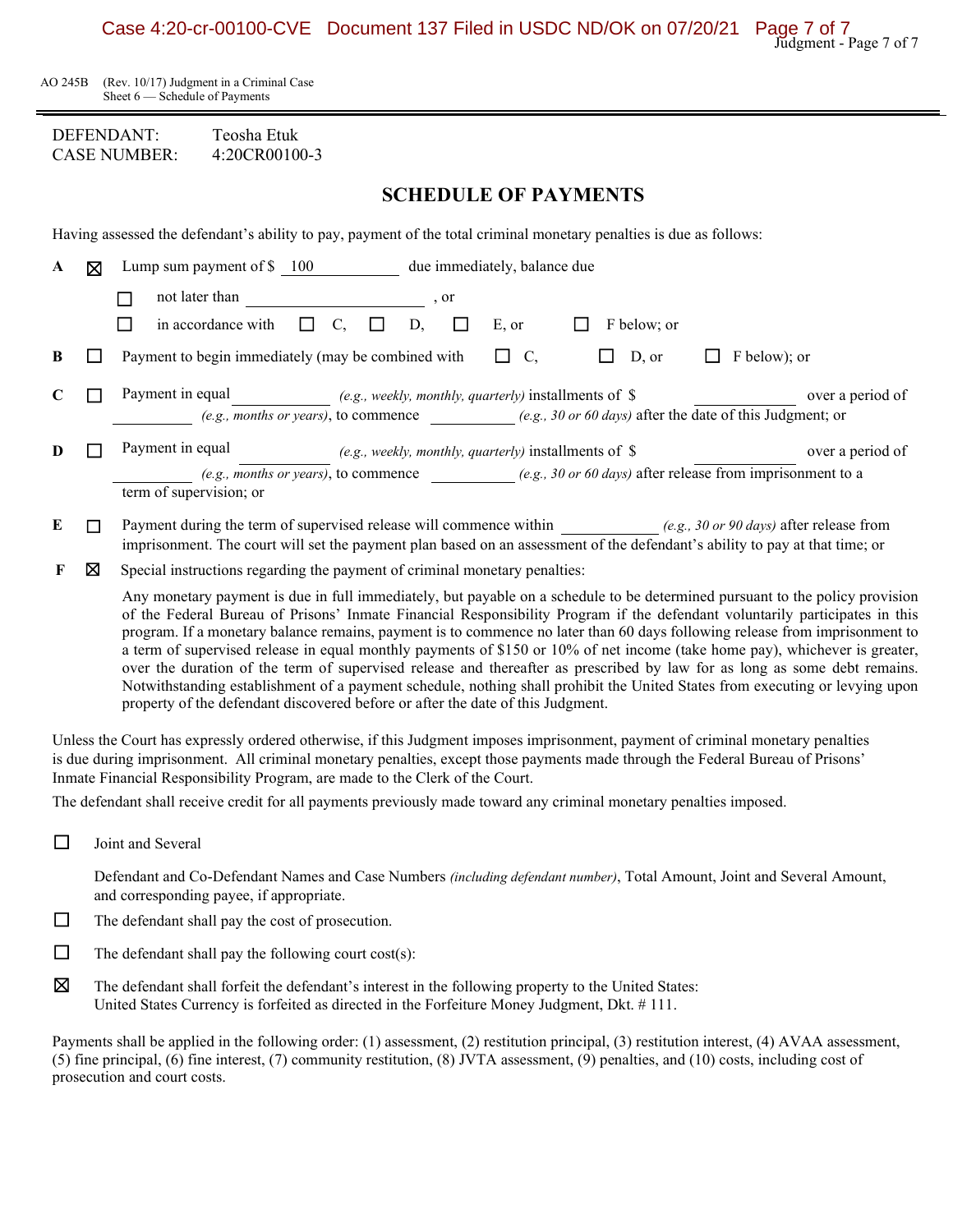AO 245B (Rev. 10/17) Judgment in a Criminal Case
Sheet 6 — Schedule of Payments

DEFENDANT: Teosha Etuk
CASE NUMBER: 4:20CR00100-3

## SCHEDULE OF PAYMENTS

Having assessed the defendant's ability to pay, payment of the total criminal monetary penalties is due as follows:

**A** ☒ Lump sum payment of $ 100 due immediately, balance due

☐ not later than ____________, or

☐ in accordance with ☐ C, ☐ D, ☐ E, or ☐ F below; or

**B** ☐ Payment to begin immediately (may be combined with ☐ C, ☐ D, or ☐ F below); or

**C** ☐ Payment in equal ________ *(e.g., weekly, monthly, quarterly)* installments of $ ________ over a period of ________ *(e.g., months or years)*, to commence ________ *(e.g., 30 or 60 days)* after the date of this Judgment; or

**D** ☐ Payment in equal ________ *(e.g., weekly, monthly, quarterly)* installments of $ ________ over a period of ________ *(e.g., months or years)*, to commence ________ *(e.g., 30 or 60 days)* after release from imprisonment to a term of supervision; or

**E** ☐ Payment during the term of supervised release will commence within ________ *(e.g., 30 or 90 days)* after release from imprisonment. The court will set the payment plan based on an assessment of the defendant's ability to pay at that time; or

**F** ☒ Special instructions regarding the payment of criminal monetary penalties:

Any monetary payment is due in full immediately, but payable on a schedule to be determined pursuant to the policy provision of the Federal Bureau of Prisons' Inmate Financial Responsibility Program if the defendant voluntarily participates in this program. If a monetary balance remains, payment is to commence no later than 60 days following release from imprisonment to a term of supervised release in equal monthly payments of $150 or 10% of net income (take home pay), whichever is greater, over the duration of the term of supervised release and thereafter as prescribed by law for as long as some debt remains. Notwithstanding establishment of a payment schedule, nothing shall prohibit the United States from executing or levying upon property of the defendant discovered before or after the date of this Judgment.

Unless the Court has expressly ordered otherwise, if this Judgment imposes imprisonment, payment of criminal monetary penalties is due during imprisonment. All criminal monetary penalties, except those payments made through the Federal Bureau of Prisons' Inmate Financial Responsibility Program, are made to the Clerk of the Court.

The defendant shall receive credit for all payments previously made toward any criminal monetary penalties imposed.

☐ Joint and Several

Defendant and Co-Defendant Names and Case Numbers *(including defendant number)*, Total Amount, Joint and Several Amount, and corresponding payee, if appropriate.

☐ The defendant shall pay the cost of prosecution.

☐ The defendant shall pay the following court cost(s):

☒ The defendant shall forfeit the defendant's interest in the following property to the United States:
United States Currency is forfeited as directed in the Forfeiture Money Judgment, Dkt. # 111.

Payments shall be applied in the following order: (1) assessment, (2) restitution principal, (3) restitution interest, (4) AVAA assessment, (5) fine principal, (6) fine interest, (7) community restitution, (8) JVTA assessment, (9) penalties, and (10) costs, including cost of prosecution and court costs.